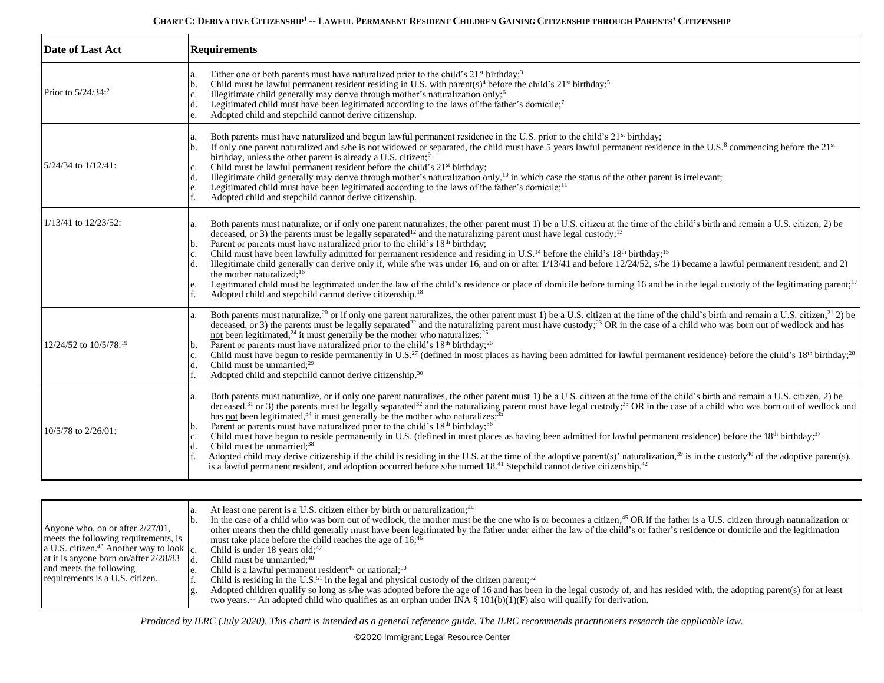# Chart C: Derivative Citizenship[1] -- Lawful Permanent Resident Children Gaining Citizenship through Parents' Citizenship

| Date of Last Act | Requirements |
|---|---|
| Prior to 5/24/34:[2] | a. Either one or both parents must have naturalized prior to the child's 21st birthday;[3]<br>b. Child must be lawful permanent resident residing in U.S. with parent(s)[4] before the child's 21st birthday;[5]<br>c. Illegitimate child generally may derive through mother's naturalization only;[6]<br>d. Legitimated child must have been legitimated according to the laws of the father's domicile;[7]<br>e. Adopted child and stepchild cannot derive citizenship. |
| 5/24/34 to 1/12/41: | a. Both parents must have naturalized and begun lawful permanent residence in the U.S. prior to the child's 21st birthday;<br>b. If only one parent naturalized and s/he is not widowed or separated, the child must have 5 years lawful permanent residence in the U.S.[8] commencing before the 21st birthday, unless the other parent is already a U.S. citizen;[9]<br>c. Child must be lawful permanent resident before the child's 21st birthday;<br>d. Illegitimate child generally may derive through mother's naturalization only,[10] in which case the status of the other parent is irrelevant;<br>e. Legitimated child must have been legitimated according to the laws of the father's domicile;[11]<br>f. Adopted child and stepchild cannot derive citizenship. |
| 1/13/41 to 12/23/52: | a. Both parents must naturalize, or if only one parent naturalizes, the other parent must 1) be a U.S. citizen at the time of the child's birth and remain a U.S. citizen, 2) be deceased, or 3) the parents must be legally separated[12] and the naturalizing parent must have legal custody;[13]<br>b. Parent or parents must have naturalized prior to the child's 18th birthday;<br>c. Child must have been lawfully admitted for permanent residence and residing in U.S.[14] before the child's 18th birthday;[15]<br>d. Illegitimate child generally can derive only if, while s/he was under 16, and on or after 1/13/41 and before 12/24/52, s/he 1) became a lawful permanent resident, and 2) the mother naturalized;[16]<br>e. Legitimated child must be legitimated under the law of the child's residence or place of domicile before turning 16 and be in the legal custody of the legitimating parent;[17]<br>f. Adopted child and stepchild cannot derive citizenship.[18] |
| 12/24/52 to 10/5/78:[19] | a. Both parents must naturalize,[20] or if only one parent naturalizes, the other parent must 1) be a U.S. citizen at the time of the child's birth and remain a U.S. citizen,[21] 2) be deceased, or 3) the parents must be legally separated[22] and the naturalizing parent must have custody;[23] OR in the case of a child who was born out of wedlock and has not been legitimated,[24] it must generally be the mother who naturalizes;[25]<br>b. Parent or parents must have naturalized prior to the child's 18th birthday;[26]<br>c. Child must have begun to reside permanently in U.S.[27] (defined in most places as having been admitted for lawful permanent residence) before the child's 18th birthday;[28]<br>d. Child must be unmarried;[29]<br>f. Adopted child and stepchild cannot derive citizenship.[30] |
| 10/5/78 to 2/26/01: | a. Both parents must naturalize, or if only one parent naturalizes, the other parent must 1) be a U.S. citizen at the time of the child's birth and remain a U.S. citizen, 2) be deceased,[31] or 3) the parents must be legally separated[32] and the naturalizing parent must have legal custody;[33] OR in the case of a child who was born out of wedlock and has not been legitimated,[34] it must generally be the mother who naturalizes;[35]<br>b. Parent or parents must have naturalized prior to the child's 18th birthday;[36]<br>c. Child must have begun to reside permanently in U.S. (defined in most places as having been admitted for lawful permanent residence) before the 18th birthday;[37]<br>d. Child must be unmarried;[38]<br>f. Adopted child may derive citizenship if the child is residing in the U.S. at the time of the adoptive parent(s)' naturalization,[39] is in the custody[40] of the adoptive parent(s), is a lawful permanent resident, and adoption occurred before s/he turned 18.[41] Stepchild cannot derive citizenship.[42] |

| | |
|---|---|
| Anyone who, on or after 2/27/01, meets the following requirements, is a U.S. citizen.[43] Another way to look at it is anyone born on/after 2/28/83 and meets the following requirements is a U.S. citizen. | a. At least one parent is a U.S. citizen either by birth or naturalization;[44]<br>b. In the case of a child who was born out of wedlock, the mother must be the one who is or becomes a citizen,[45] OR if the father is a U.S. citizen through naturalization or other means then the child generally must have been legitimated by the father under either the law of the child's or father's residence or domicile and the legitimation must take place before the child reaches the age of 16;[46]<br>c. Child is under 18 years old;[47]<br>d. Child must be unmarried;[48]<br>e. Child is a lawful permanent resident[49] or national;[50]<br>f. Child is residing in the U.S.[51] in the legal and physical custody of the citizen parent;[52]<br>g. Adopted children qualify so long as s/he was adopted before the age of 16 and has been in the legal custody of, and has resided with, the adopting parent(s) for at least two years.[53] An adopted child who qualifies as an orphan under INA § 101(b)(1)(F) also will qualify for derivation. |

*Produced by ILRC (July 2020). This chart is intended as a general reference guide. The ILRC recommends practitioners research the applicable law.*

©2020 Immigrant Legal Resource Center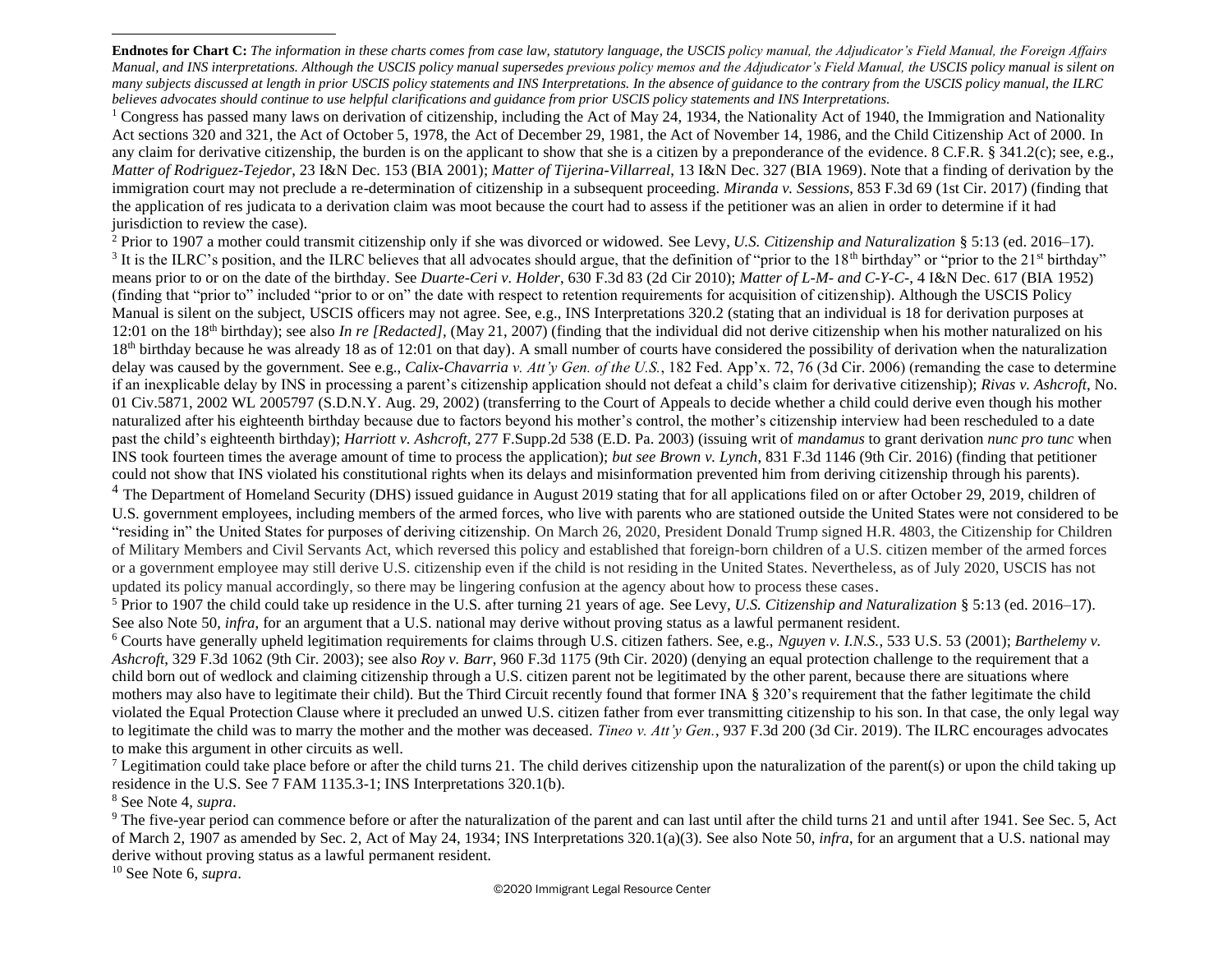**Endnotes for Chart C:** *The information in these charts comes from case law, statutory language, the USCIS policy manual, the Adjudicator's Field Manual, the Foreign Affairs Manual, and INS interpretations. Although the USCIS policy manual supersedes previous policy memos and the Adjudicator's Field Manual, the USCIS policy manual is silent on many subjects discussed at length in prior USCIS policy statements and INS Interpretations. In the absence of guidance to the contrary from the USCIS policy manual, the ILRC believes advocates should continue to use helpful clarifications and guidance from prior USCIS policy statements and INS Interpretations.*

[1] Congress has passed many laws on derivation of citizenship, including the Act of May 24, 1934, the Nationality Act of 1940, the Immigration and Nationality Act sections 320 and 321, the Act of October 5, 1978, the Act of December 29, 1981, the Act of November 14, 1986, and the Child Citizenship Act of 2000. In any claim for derivative citizenship, the burden is on the applicant to show that she is a citizen by a preponderance of the evidence. 8 C.F.R. § 341.2(c); see, e.g., *Matter of Rodriguez-Tejedor*, 23 I&N Dec. 153 (BIA 2001); *Matter of Tijerina-Villarreal*, 13 I&N Dec. 327 (BIA 1969). Note that a finding of derivation by the immigration court may not preclude a re-determination of citizenship in a subsequent proceeding. *Miranda v. Sessions*, 853 F.3d 69 (1st Cir. 2017) (finding that the application of res judicata to a derivation claim was moot because the court had to assess if the petitioner was an alien in order to determine if it had jurisdiction to review the case).

[2] Prior to 1907 a mother could transmit citizenship only if she was divorced or widowed. See Levy, *U.S. Citizenship and Naturalization* § 5:13 (ed. 2016–17).

[3] It is the ILRC's position, and the ILRC believes that all advocates should argue, that the definition of "prior to the 18th birthday" or "prior to the 21st birthday" means prior to or on the date of the birthday. See *Duarte-Ceri v. Holder*, 630 F.3d 83 (2d Cir 2010); *Matter of L-M- and C-Y-C-*, 4 I&N Dec. 617 (BIA 1952) (finding that "prior to" included "prior to or on" the date with respect to retention requirements for acquisition of citizenship). Although the USCIS Policy Manual is silent on the subject, USCIS officers may not agree. See, e.g., INS Interpretations 320.2 (stating that an individual is 18 for derivation purposes at 12:01 on the 18th birthday); see also *In re [Redacted]*, (May 21, 2007) (finding that the individual did not derive citizenship when his mother naturalized on his 18th birthday because he was already 18 as of 12:01 on that day). A small number of courts have considered the possibility of derivation when the naturalization delay was caused by the government. See e.g., *Calix-Chavarria v. Att'y Gen. of the U.S.*, 182 Fed. App'x. 72, 76 (3d Cir. 2006) (remanding the case to determine if an inexplicable delay by INS in processing a parent's citizenship application should not defeat a child's claim for derivative citizenship); *Rivas v. Ashcroft*, No. 01 Civ.5871, 2002 WL 2005797 (S.D.N.Y. Aug. 29, 2002) (transferring to the Court of Appeals to decide whether a child could derive even though his mother naturalized after his eighteenth birthday because due to factors beyond his mother's control, the mother's citizenship interview had been rescheduled to a date past the child's eighteenth birthday); *Harriott v. Ashcroft*, 277 F.Supp.2d 538 (E.D. Pa. 2003) (issuing writ of *mandamus* to grant derivation *nunc pro tunc* when INS took fourteen times the average amount of time to process the application); *but see Brown v. Lynch*, 831 F.3d 1146 (9th Cir. 2016) (finding that petitioner could not show that INS violated his constitutional rights when its delays and misinformation prevented him from deriving citizenship through his parents).

[4] The Department of Homeland Security (DHS) issued guidance in August 2019 stating that for all applications filed on or after October 29, 2019, children of U.S. government employees, including members of the armed forces, who live with parents who are stationed outside the United States were not considered to be "residing in" the United States for purposes of deriving citizenship. On March 26, 2020, President Donald Trump signed H.R. 4803, the Citizenship for Children of Military Members and Civil Servants Act, which reversed this policy and established that foreign-born children of a U.S. citizen member of the armed forces or a government employee may still derive U.S. citizenship even if the child is not residing in the United States. Nevertheless, as of July 2020, USCIS has not updated its policy manual accordingly, so there may be lingering confusion at the agency about how to process these cases.

[5] Prior to 1907 the child could take up residence in the U.S. after turning 21 years of age. See Levy, *U.S. Citizenship and Naturalization* § 5:13 (ed. 2016–17). See also Note 50, *infra*, for an argument that a U.S. national may derive without proving status as a lawful permanent resident.

[6] Courts have generally upheld legitimation requirements for claims through U.S. citizen fathers. See, e.g., *Nguyen v. I.N.S.*, 533 U.S. 53 (2001); *Barthelemy v. Ashcroft*, 329 F.3d 1062 (9th Cir. 2003); see also *Roy v. Barr*, 960 F.3d 1175 (9th Cir. 2020) (denying an equal protection challenge to the requirement that a child born out of wedlock and claiming citizenship through a U.S. citizen parent not be legitimated by the other parent, because there are situations where mothers may also have to legitimate their child). But the Third Circuit recently found that former INA § 320's requirement that the father legitimate the child violated the Equal Protection Clause where it precluded an unwed U.S. citizen father from ever transmitting citizenship to his son. In that case, the only legal way to legitimate the child was to marry the mother and the mother was deceased. *Tineo v. Att'y Gen.*, 937 F.3d 200 (3d Cir. 2019). The ILRC encourages advocates to make this argument in other circuits as well.

[7] Legitimation could take place before or after the child turns 21. The child derives citizenship upon the naturalization of the parent(s) or upon the child taking up residence in the U.S. See 7 FAM 1135.3-1; INS Interpretations 320.1(b).

[8] See Note 4, *supra*.

[9] The five-year period can commence before or after the naturalization of the parent and can last until after the child turns 21 and until after 1941. See Sec. 5, Act of March 2, 1907 as amended by Sec. 2, Act of May 24, 1934; INS Interpretations 320.1(a)(3). See also Note 50, *infra*, for an argument that a U.S. national may derive without proving status as a lawful permanent resident.

[10] See Note 6, *supra*.

©2020 Immigrant Legal Resource Center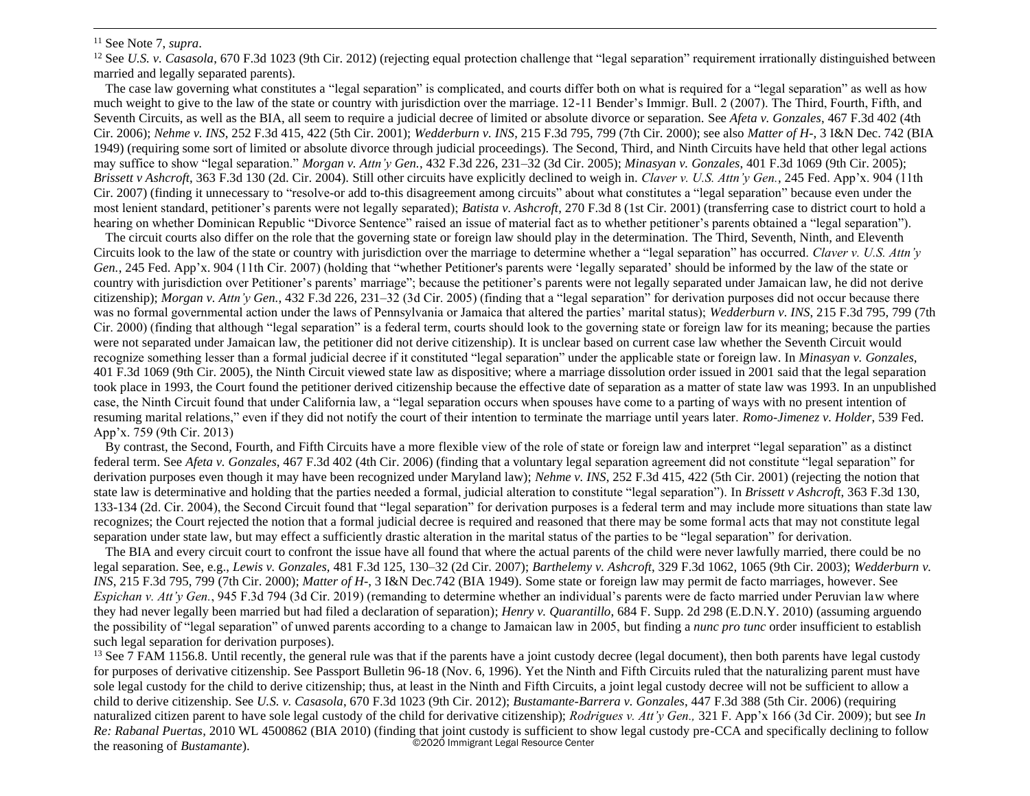[11] See Note 7, *supra*.

[12] See *U.S. v. Casasola*, 670 F.3d 1023 (9th Cir. 2012) (rejecting equal protection challenge that "legal separation" requirement irrationally distinguished between married and legally separated parents).

The case law governing what constitutes a "legal separation" is complicated, and courts differ both on what is required for a "legal separation" as well as how much weight to give to the law of the state or country with jurisdiction over the marriage. 12-11 Bender's Immigr. Bull. 2 (2007). The Third, Fourth, Fifth, and Seventh Circuits, as well as the BIA, all seem to require a judicial decree of limited or absolute divorce or separation. See *Afeta v. Gonzales*, 467 F.3d 402 (4th Cir. 2006); *Nehme v. INS*, 252 F.3d 415, 422 (5th Cir. 2001); *Wedderburn v. INS*, 215 F.3d 795, 799 (7th Cir. 2000); see also *Matter of H-*, 3 I&N Dec. 742 (BIA 1949) (requiring some sort of limited or absolute divorce through judicial proceedings). The Second, Third, and Ninth Circuits have held that other legal actions may suffice to show "legal separation." *Morgan v. Attn'y Gen.*, 432 F.3d 226, 231–32 (3d Cir. 2005); *Minasyan v. Gonzales*, 401 F.3d 1069 (9th Cir. 2005); *Brissett v Ashcroft*, 363 F.3d 130 (2d. Cir. 2004). Still other circuits have explicitly declined to weigh in. *Claver v. U.S. Attn'y Gen.*, 245 Fed. App'x. 904 (11th Cir. 2007) (finding it unnecessary to "resolve-or add to-this disagreement among circuits" about what constitutes a "legal separation" because even under the most lenient standard, petitioner's parents were not legally separated); *Batista v. Ashcroft*, 270 F.3d 8 (1st Cir. 2001) (transferring case to district court to hold a hearing on whether Dominican Republic "Divorce Sentence" raised an issue of material fact as to whether petitioner's parents obtained a "legal separation").

The circuit courts also differ on the role that the governing state or foreign law should play in the determination. The Third, Seventh, Ninth, and Eleventh Circuits look to the law of the state or country with jurisdiction over the marriage to determine whether a "legal separation" has occurred. *Claver v. U.S. Attn'y Gen.*, 245 Fed. App'x. 904 (11th Cir. 2007) (holding that "whether Petitioner's parents were 'legally separated' should be informed by the law of the state or country with jurisdiction over Petitioner's parents' marriage"; because the petitioner's parents were not legally separated under Jamaican law, he did not derive citizenship); *Morgan v. Attn'y Gen.*, 432 F.3d 226, 231–32 (3d Cir. 2005) (finding that a "legal separation" for derivation purposes did not occur because there was no formal governmental action under the laws of Pennsylvania or Jamaica that altered the parties' marital status); *Wedderburn v. INS*, 215 F.3d 795, 799 (7th Cir. 2000) (finding that although "legal separation" is a federal term, courts should look to the governing state or foreign law for its meaning; because the parties were not separated under Jamaican law, the petitioner did not derive citizenship). It is unclear based on current case law whether the Seventh Circuit would recognize something lesser than a formal judicial decree if it constituted "legal separation" under the applicable state or foreign law. In *Minasyan v. Gonzales*, 401 F.3d 1069 (9th Cir. 2005), the Ninth Circuit viewed state law as dispositive; where a marriage dissolution order issued in 2001 said that the legal separation took place in 1993, the Court found the petitioner derived citizenship because the effective date of separation as a matter of state law was 1993. In an unpublished case, the Ninth Circuit found that under California law, a "legal separation occurs when spouses have come to a parting of ways with no present intention of resuming marital relations," even if they did not notify the court of their intention to terminate the marriage until years later. *Romo-Jimenez v. Holder*, 539 Fed. App'x. 759 (9th Cir. 2013)

By contrast, the Second, Fourth, and Fifth Circuits have a more flexible view of the role of state or foreign law and interpret "legal separation" as a distinct federal term. See *Afeta v. Gonzales*, 467 F.3d 402 (4th Cir. 2006) (finding that a voluntary legal separation agreement did not constitute "legal separation" for derivation purposes even though it may have been recognized under Maryland law); *Nehme v. INS*, 252 F.3d 415, 422 (5th Cir. 2001) (rejecting the notion that state law is determinative and holding that the parties needed a formal, judicial alteration to constitute "legal separation"). In *Brissett v Ashcroft*, 363 F.3d 130, 133-134 (2d. Cir. 2004), the Second Circuit found that "legal separation" for derivation purposes is a federal term and may include more situations than state law recognizes; the Court rejected the notion that a formal judicial decree is required and reasoned that there may be some formal acts that may not constitute legal separation under state law, but may effect a sufficiently drastic alteration in the marital status of the parties to be "legal separation" for derivation.

The BIA and every circuit court to confront the issue have all found that where the actual parents of the child were never lawfully married, there could be no legal separation. See, e.g., *Lewis v. Gonzales*, 481 F.3d 125, 130–32 (2d Cir. 2007); *Barthelemy v. Ashcroft*, 329 F.3d 1062, 1065 (9th Cir. 2003); *Wedderburn v. INS*, 215 F.3d 795, 799 (7th Cir. 2000); *Matter of H-*, 3 I&N Dec.742 (BIA 1949). Some state or foreign law may permit de facto marriages, however. See *Espichan v. Att'y Gen.*, 945 F.3d 794 (3d Cir. 2019) (remanding to determine whether an individual's parents were de facto married under Peruvian law where they had never legally been married but had filed a declaration of separation); *Henry v. Quarantillo*, 684 F. Supp. 2d 298 (E.D.N.Y. 2010) (assuming arguendo the possibility of "legal separation" of unwed parents according to a change to Jamaican law in 2005, but finding a *nunc pro tunc* order insufficient to establish such legal separation for derivation purposes).

[13] See 7 FAM 1156.8. Until recently, the general rule was that if the parents have a joint custody decree (legal document), then both parents have legal custody for purposes of derivative citizenship. See Passport Bulletin 96-18 (Nov. 6, 1996). Yet the Ninth and Fifth Circuits ruled that the naturalizing parent must have sole legal custody for the child to derive citizenship; thus, at least in the Ninth and Fifth Circuits, a joint legal custody decree will not be sufficient to allow a child to derive citizenship. See *U.S. v. Casasola*, 670 F.3d 1023 (9th Cir. 2012); *Bustamante-Barrera v. Gonzales*, 447 F.3d 388 (5th Cir. 2006) (requiring naturalized citizen parent to have sole legal custody of the child for derivative citizenship); *Rodrigues v. Att'y Gen.,* 321 F. App'x 166 (3d Cir. 2009); but see *In Re: Rabanal Puertas*, 2010 WL 4500862 (BIA 2010) (finding that joint custody is sufficient to show legal custody pre-CCA and specifically declining to follow the reasoning of *Bustamante*).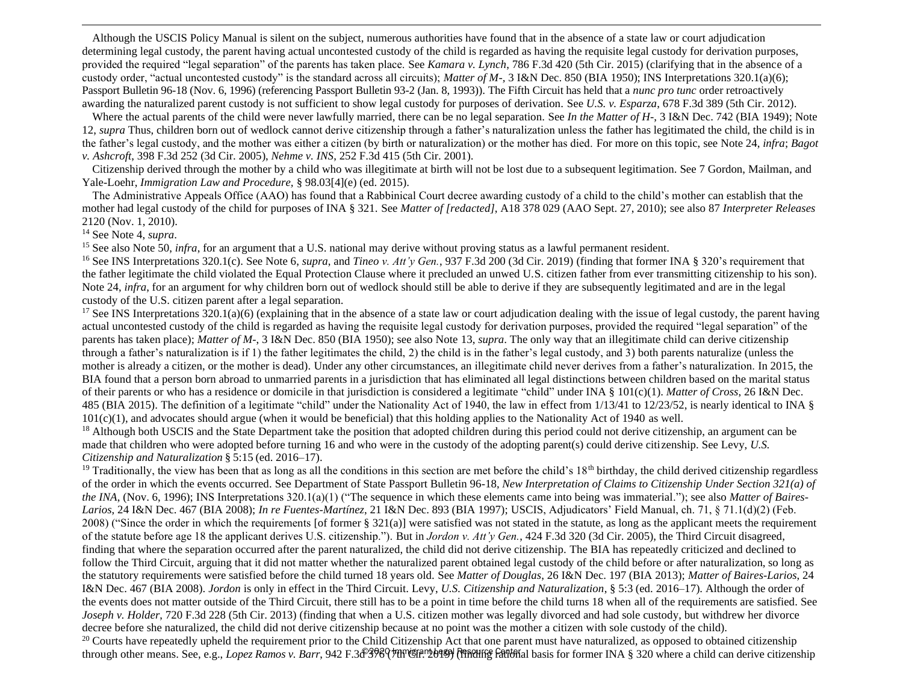Although the USCIS Policy Manual is silent on the subject, numerous authorities have found that in the absence of a state law or court adjudication determining legal custody, the parent having actual uncontested custody of the child is regarded as having the requisite legal custody for derivation purposes, provided the required "legal separation" of the parents has taken place. See *Kamara v. Lynch*, 786 F.3d 420 (5th Cir. 2015) (clarifying that in the absence of a custody order, "actual uncontested custody" is the standard across all circuits); *Matter of M-*, 3 I&N Dec. 850 (BIA 1950); INS Interpretations 320.1(a)(6); Passport Bulletin 96-18 (Nov. 6, 1996) (referencing Passport Bulletin 93-2 (Jan. 8, 1993)). The Fifth Circuit has held that a *nunc pro tunc* order retroactively awarding the naturalized parent custody is not sufficient to show legal custody for purposes of derivation. See *U.S. v. Esparza*, 678 F.3d 389 (5th Cir. 2012).

Where the actual parents of the child were never lawfully married, there can be no legal separation. See *In the Matter of H-*, 3 I&N Dec. 742 (BIA 1949); Note 12, *supra* Thus, children born out of wedlock cannot derive citizenship through a father's naturalization unless the father has legitimated the child, the child is in the father's legal custody, and the mother was either a citizen (by birth or naturalization) or the mother has died. For more on this topic, see Note 24, *infra*; *Bagot v. Ashcroft*, 398 F.3d 252 (3d Cir. 2005), *Nehme v. INS*, 252 F.3d 415 (5th Cir. 2001).

Citizenship derived through the mother by a child who was illegitimate at birth will not be lost due to a subsequent legitimation. See 7 Gordon, Mailman, and Yale-Loehr, *Immigration Law and Procedure*, § 98.03[4](e) (ed. 2015).

The Administrative Appeals Office (AAO) has found that a Rabbinical Court decree awarding custody of a child to the child's mother can establish that the mother had legal custody of the child for purposes of INA § 321. See *Matter of [redacted]*, A18 378 029 (AAO Sept. 27, 2010); see also 87 *Interpreter Releases* 2120 (Nov. 1, 2010).

[14] See Note 4, *supra*.

[15] See also Note 50, *infra*, for an argument that a U.S. national may derive without proving status as a lawful permanent resident.

[16] See INS Interpretations 320.1(c). See Note 6, *supra*, and *Tineo v. Att'y Gen.*, 937 F.3d 200 (3d Cir. 2019) (finding that former INA § 320's requirement that the father legitimate the child violated the Equal Protection Clause where it precluded an unwed U.S. citizen father from ever transmitting citizenship to his son). Note 24, *infra*, for an argument for why children born out of wedlock should still be able to derive if they are subsequently legitimated and are in the legal custody of the U.S. citizen parent after a legal separation.

[17] See INS Interpretations 320.1(a)(6) (explaining that in the absence of a state law or court adjudication dealing with the issue of legal custody, the parent having actual uncontested custody of the child is regarded as having the requisite legal custody for derivation purposes, provided the required "legal separation" of the parents has taken place); *Matter of M-*, 3 I&N Dec. 850 (BIA 1950); see also Note 13, *supra*. The only way that an illegitimate child can derive citizenship through a father's naturalization is if 1) the father legitimates the child, 2) the child is in the father's legal custody, and 3) both parents naturalize (unless the mother is already a citizen, or the mother is dead). Under any other circumstances, an illegitimate child never derives from a father's naturalization. In 2015, the BIA found that a person born abroad to unmarried parents in a jurisdiction that has eliminated all legal distinctions between children based on the marital status of their parents or who has a residence or domicile in that jurisdiction is considered a legitimate "child" under INA § 101(c)(1). *Matter of Cross*, 26 I&N Dec. 485 (BIA 2015). The definition of a legitimate "child" under the Nationality Act of 1940, the law in effect from 1/13/41 to 12/23/52, is nearly identical to INA § 101(c)(1), and advocates should argue (when it would be beneficial) that this holding applies to the Nationality Act of 1940 as well.

[18] Although both USCIS and the State Department take the position that adopted children during this period could not derive citizenship, an argument can be made that children who were adopted before turning 16 and who were in the custody of the adopting parent(s) could derive citizenship. See Levy, *U.S. Citizenship and Naturalization* § 5:15 (ed. 2016–17).

[19] Traditionally, the view has been that as long as all the conditions in this section are met before the child's 18th birthday, the child derived citizenship regardless of the order in which the events occurred. See Department of State Passport Bulletin 96-18, *New Interpretation of Claims to Citizenship Under Section 321(a) of the INA*, (Nov. 6, 1996); INS Interpretations 320.1(a)(1) ("The sequence in which these elements came into being was immaterial."); see also *Matter of Baires-Larios*, 24 I&N Dec. 467 (BIA 2008); *In re Fuentes-Martínez*, 21 I&N Dec. 893 (BIA 1997); USCIS, Adjudicators' Field Manual, ch. 71, § 71.1(d)(2) (Feb. 2008) ("Since the order in which the requirements [of former § 321(a)] were satisfied was not stated in the statute, as long as the applicant meets the requirement of the statute before age 18 the applicant derives U.S. citizenship."). But in *Jordon v. Att'y Gen.*, 424 F.3d 320 (3d Cir. 2005), the Third Circuit disagreed, finding that where the separation occurred after the parent naturalized, the child did not derive citizenship. The BIA has repeatedly criticized and declined to follow the Third Circuit, arguing that it did not matter whether the naturalized parent obtained legal custody of the child before or after naturalization, so long as the statutory requirements were satisfied before the child turned 18 years old. See *Matter of Douglas*, 26 I&N Dec. 197 (BIA 2013); *Matter of Baires-Larios*, 24 I&N Dec. 467 (BIA 2008). *Jordon* is only in effect in the Third Circuit. Levy, *U.S. Citizenship and Naturalization*, § 5:3 (ed. 2016–17). Although the order of the events does not matter outside of the Third Circuit, there still has to be a point in time before the child turns 18 when all of the requirements are satisfied. See *Joseph v. Holder*, 720 F.3d 228 (5th Cir. 2013) (finding that when a U.S. citizen mother was legally divorced and had sole custody, but withdrew her divorce decree before she naturalized, the child did not derive citizenship because at no point was the mother a citizen with sole custody of the child).

[20] Courts have repeatedly upheld the requirement prior to the Child Citizenship Act that one parent must have naturalized, as opposed to obtained citizenship through other means. See, e.g., *Lopez Ramos v. Barr*, 942 F.3d 376 (7th Cir. 2019) (finding rational basis for former INA § 320 where a child can derive citizenship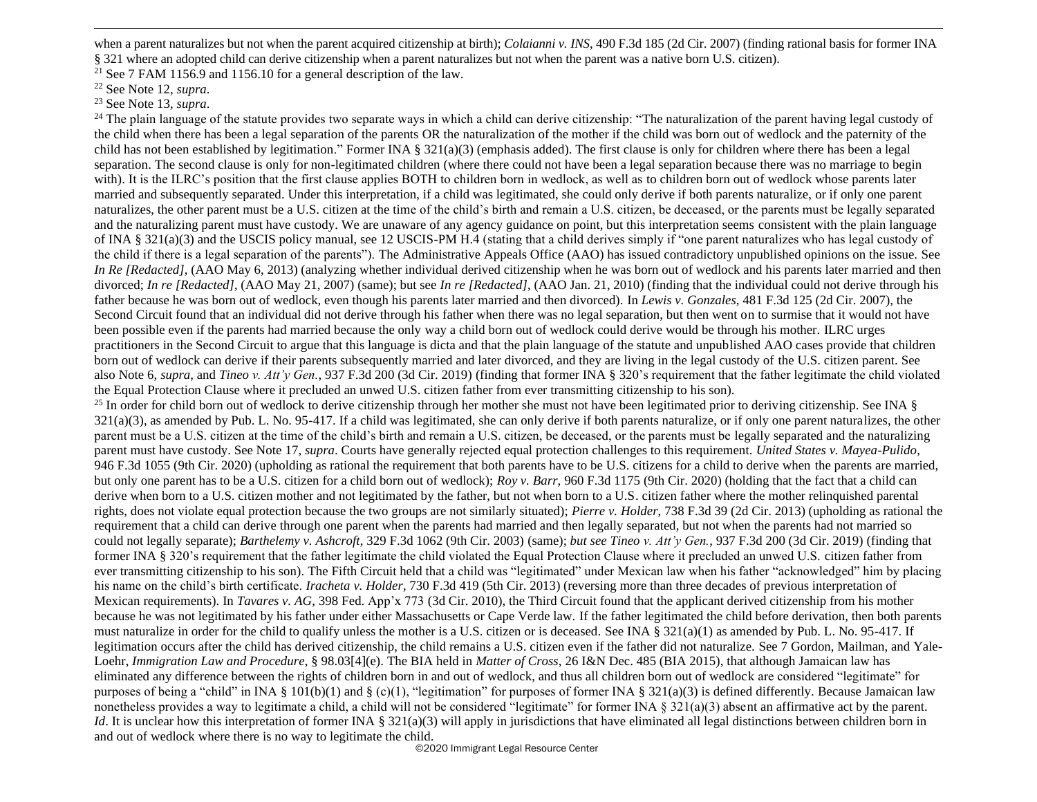when a parent naturalizes but not when the parent acquired citizenship at birth); *Colaianni v. INS*, 490 F.3d 185 (2d Cir. 2007) (finding rational basis for former INA § 321 where an adopted child can derive citizenship when a parent naturalizes but not when the parent was a native born U.S. citizen).

[21] See 7 FAM 1156.9 and 1156.10 for a general description of the law.

[22] See Note 12, *supra*.

[23] See Note 13, *supra*.

[24] The plain language of the statute provides two separate ways in which a child can derive citizenship: "The naturalization of the parent having legal custody of the child when there has been a legal separation of the parents OR the naturalization of the mother if the child was born out of wedlock and the paternity of the child has not been established by legitimation." Former INA § 321(a)(3) (emphasis added). The first clause is only for children where there has been a legal separation. The second clause is only for non-legitimated children (where there could not have been a legal separation because there was no marriage to begin with). It is the ILRC's position that the first clause applies BOTH to children born in wedlock, as well as to children born out of wedlock whose parents later married and subsequently separated. Under this interpretation, if a child was legitimated, she could only derive if both parents naturalize, or if only one parent naturalizes, the other parent must be a U.S. citizen at the time of the child's birth and remain a U.S. citizen, be deceased, or the parents must be legally separated and the naturalizing parent must have custody. We are unaware of any agency guidance on point, but this interpretation seems consistent with the plain language of INA § 321(a)(3) and the USCIS policy manual, see 12 USCIS-PM H.4 (stating that a child derives simply if "one parent naturalizes who has legal custody of the child if there is a legal separation of the parents"). The Administrative Appeals Office (AAO) has issued contradictory unpublished opinions on the issue. See *In Re [Redacted]*, (AAO May 6, 2013) (analyzing whether individual derived citizenship when he was born out of wedlock and his parents later married and then divorced; *In re [Redacted]*, (AAO May 21, 2007) (same); but see *In re [Redacted]*, (AAO Jan. 21, 2010) (finding that the individual could not derive through his father because he was born out of wedlock, even though his parents later married and then divorced). In *Lewis v. Gonzales*, 481 F.3d 125 (2d Cir. 2007), the Second Circuit found that an individual did not derive through his father when there was no legal separation, but then went on to surmise that it would not have been possible even if the parents had married because the only way a child born out of wedlock could derive would be through his mother. ILRC urges practitioners in the Second Circuit to argue that this language is dicta and that the plain language of the statute and unpublished AAO cases provide that children born out of wedlock can derive if their parents subsequently married and later divorced, and they are living in the legal custody of the U.S. citizen parent. See also Note 6, *supra*, and *Tineo v. Att'y Gen.*, 937 F.3d 200 (3d Cir. 2019) (finding that former INA § 320's requirement that the father legitimate the child violated the Equal Protection Clause where it precluded an unwed U.S. citizen father from ever transmitting citizenship to his son).

[25] In order for child born out of wedlock to derive citizenship through her mother she must not have been legitimated prior to deriving citizenship. See INA § 321(a)(3), as amended by Pub. L. No. 95-417. If a child was legitimated, she can only derive if both parents naturalize, or if only one parent naturalizes, the other parent must be a U.S. citizen at the time of the child's birth and remain a U.S. citizen, be deceased, or the parents must be legally separated and the naturalizing parent must have custody. See Note 17, *supra*. Courts have generally rejected equal protection challenges to this requirement. *United States v. Mayea-Pulido*, 946 F.3d 1055 (9th Cir. 2020) (upholding as rational the requirement that both parents have to be U.S. citizens for a child to derive when the parents are married, but only one parent has to be a U.S. citizen for a child born out of wedlock); *Roy v. Barr*, 960 F.3d 1175 (9th Cir. 2020) (holding that the fact that a child can derive when born to a U.S. citizen mother and not legitimated by the father, but not when born to a U.S. citizen father where the mother relinquished parental rights, does not violate equal protection because the two groups are not similarly situated); *Pierre v. Holder*, 738 F.3d 39 (2d Cir. 2013) (upholding as rational the requirement that a child can derive through one parent when the parents had married and then legally separated, but not when the parents had not married so could not legally separate); *Barthelemy v. Ashcroft*, 329 F.3d 1062 (9th Cir. 2003) (same); *but see Tineo v. Att'y Gen.*, 937 F.3d 200 (3d Cir. 2019) (finding that former INA § 320's requirement that the father legitimate the child violated the Equal Protection Clause where it precluded an unwed U.S. citizen father from ever transmitting citizenship to his son). The Fifth Circuit held that a child was "legitimated" under Mexican law when his father "acknowledged" him by placing his name on the child's birth certificate. *Iracheta v. Holder*, 730 F.3d 419 (5th Cir. 2013) (reversing more than three decades of previous interpretation of Mexican requirements). In *Tavares v. AG*, 398 Fed. App'x 773 (3d Cir. 2010), the Third Circuit found that the applicant derived citizenship from his mother because he was not legitimated by his father under either Massachusetts or Cape Verde law. If the father legitimated the child before derivation, then both parents must naturalize in order for the child to qualify unless the mother is a U.S. citizen or is deceased. See INA § 321(a)(1) as amended by Pub. L. No. 95-417. If legitimation occurs after the child has derived citizenship, the child remains a U.S. citizen even if the father did not naturalize. See 7 Gordon, Mailman, and Yale-Loehr, *Immigration Law and Procedure*, § 98.03[4](e). The BIA held in *Matter of Cross*, 26 I&N Dec. 485 (BIA 2015), that although Jamaican law has eliminated any difference between the rights of children born in and out of wedlock, and thus all children born out of wedlock are considered "legitimate" for purposes of being a "child" in INA § 101(b)(1) and § (c)(1), "legitimation" for purposes of former INA § 321(a)(3) is defined differently. Because Jamaican law nonetheless provides a way to legitimate a child, a child will not be considered "legitimate" for former INA § 321(a)(3) absent an affirmative act by the parent. *Id*. It is unclear how this interpretation of former INA § 321(a)(3) will apply in jurisdictions that have eliminated all legal distinctions between children born in and out of wedlock where there is no way to legitimate the child.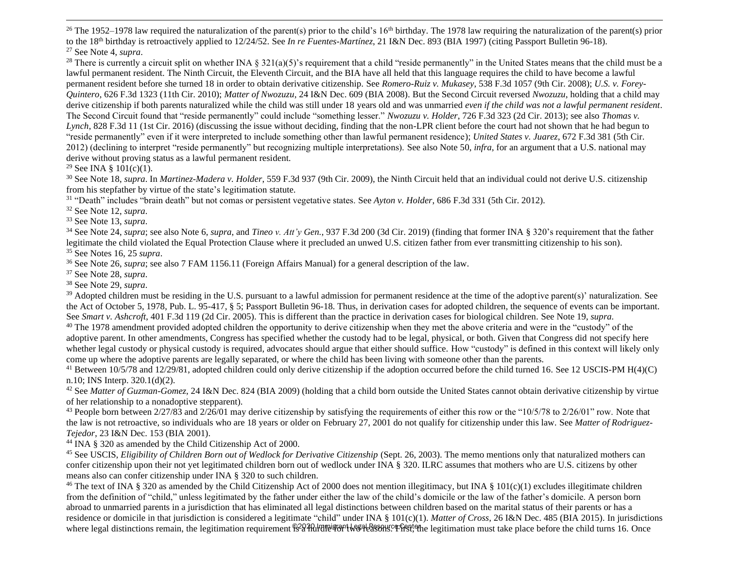[26] The 1952–1978 law required the naturalization of the parent(s) prior to the child's 16th birthday. The 1978 law requiring the naturalization of the parent(s) prior to the 18th birthday is retroactively applied to 12/24/52. See *In re Fuentes-Martínez*, 21 I&N Dec. 893 (BIA 1997) (citing Passport Bulletin 96-18).

[27] See Note 4, *supra*.

[28] There is currently a circuit split on whether INA § 321(a)(5)'s requirement that a child "reside permanently" in the United States means that the child must be a lawful permanent resident. The Ninth Circuit, the Eleventh Circuit, and the BIA have all held that this language requires the child to have become a lawful permanent resident before she turned 18 in order to obtain derivative citizenship. See *Romero-Ruiz v. Mukasey*, 538 F.3d 1057 (9th Cir. 2008); *U.S. v. Forey-Quintero*, 626 F.3d 1323 (11th Cir. 2010); *Matter of Nwozuzu*, 24 I&N Dec. 609 (BIA 2008). But the Second Circuit reversed *Nwozuzu*, holding that a child may derive citizenship if both parents naturalized while the child was still under 18 years old and was unmarried *even if the child was not a lawful permanent resident*. The Second Circuit found that "reside permanently" could include "something lesser." *Nwozuzu v. Holder*, 726 F.3d 323 (2d Cir. 2013); see also *Thomas v. Lynch*, 828 F.3d 11 (1st Cir. 2016) (discussing the issue without deciding, finding that the non-LPR client before the court had not shown that he had begun to "reside permanently" even if it were interpreted to include something other than lawful permanent residence); *United States v. Juarez*, 672 F.3d 381 (5th Cir. 2012) (declining to interpret "reside permanently" but recognizing multiple interpretations). See also Note 50, *infra*, for an argument that a U.S. national may derive without proving status as a lawful permanent resident.

[29] See INA § 101(c)(1).

[30] See Note 18, *supra*. In *Martinez-Madera v. Holder*, 559 F.3d 937 (9th Cir. 2009), the Ninth Circuit held that an individual could not derive U.S. citizenship from his stepfather by virtue of the state's legitimation statute.

[31] "Death" includes "brain death" but not comas or persistent vegetative states. See *Ayton v. Holder*, 686 F.3d 331 (5th Cir. 2012).

[32] See Note 12, *supra*.

[33] See Note 13, *supra*.

[34] See Note 24, *supra*; see also Note 6, *supra*, and *Tineo v. Att'y Gen.*, 937 F.3d 200 (3d Cir. 2019) (finding that former INA § 320's requirement that the father legitimate the child violated the Equal Protection Clause where it precluded an unwed U.S. citizen father from ever transmitting citizenship to his son).

[35] See Notes 16, 25 *supra*.

[36] See Note 26, *supra*; see also 7 FAM 1156.11 (Foreign Affairs Manual) for a general description of the law.

[37] See Note 28, *supra*.

[38] See Note 29, *supra*.

[39] Adopted children must be residing in the U.S. pursuant to a lawful admission for permanent residence at the time of the adoptive parent(s)' naturalization. See the Act of October 5, 1978, Pub. L. 95-417, § 5; Passport Bulletin 96-18. Thus, in derivation cases for adopted children, the sequence of events can be important. See *Smart v. Ashcroft*, 401 F.3d 119 (2d Cir. 2005). This is different than the practice in derivation cases for biological children. See Note 19, *supra.*

[40] The 1978 amendment provided adopted children the opportunity to derive citizenship when they met the above criteria and were in the "custody" of the adoptive parent. In other amendments, Congress has specified whether the custody had to be legal, physical, or both. Given that Congress did not specify here whether legal custody or physical custody is required, advocates should argue that either should suffice. How "custody" is defined in this context will likely only come up where the adoptive parents are legally separated, or where the child has been living with someone other than the parents.

[41] Between 10/5/78 and 12/29/81, adopted children could only derive citizenship if the adoption occurred before the child turned 16. See 12 USCIS-PM H(4)(C) n.10; INS Interp. 320.1(d)(2).

[42] See *Matter of Guzman-Gomez*, 24 I&N Dec. 824 (BIA 2009) (holding that a child born outside the United States cannot obtain derivative citizenship by virtue of her relationship to a nonadoptive stepparent).

[43] People born between 2/27/83 and 2/26/01 may derive citizenship by satisfying the requirements of either this row or the "10/5/78 to 2/26/01" row. Note that the law is not retroactive, so individuals who are 18 years or older on February 27, 2001 do not qualify for citizenship under this law. See *Matter of Rodriguez-Tejedor*, 23 I&N Dec. 153 (BIA 2001).

[44] INA § 320 as amended by the Child Citizenship Act of 2000.

[45] See USCIS, *Eligibility of Children Born out of Wedlock for Derivative Citizenship* (Sept. 26, 2003). The memo mentions only that naturalized mothers can confer citizenship upon their not yet legitimated children born out of wedlock under INA § 320. ILRC assumes that mothers who are U.S. citizens by other means also can confer citizenship under INA § 320 to such children.

[46] The text of INA § 320 as amended by the Child Citizenship Act of 2000 does not mention illegitimacy, but INA § 101(c)(1) excludes illegitimate children from the definition of "child," unless legitimated by the father under either the law of the child's domicile or the law of the father's domicile. A person born abroad to unmarried parents in a jurisdiction that has eliminated all legal distinctions between children based on the marital status of their parents or has a residence or domicile in that jurisdiction is considered a legitimate "child" under INA § 101(c)(1). *Matter of Cross*, 26 I&N Dec. 485 (BIA 2015). In jurisdictions where legal distinctions remain, the legitimation requirement is a hurdle for two reasons. First, the legitimation must take place before the child turns 16. Once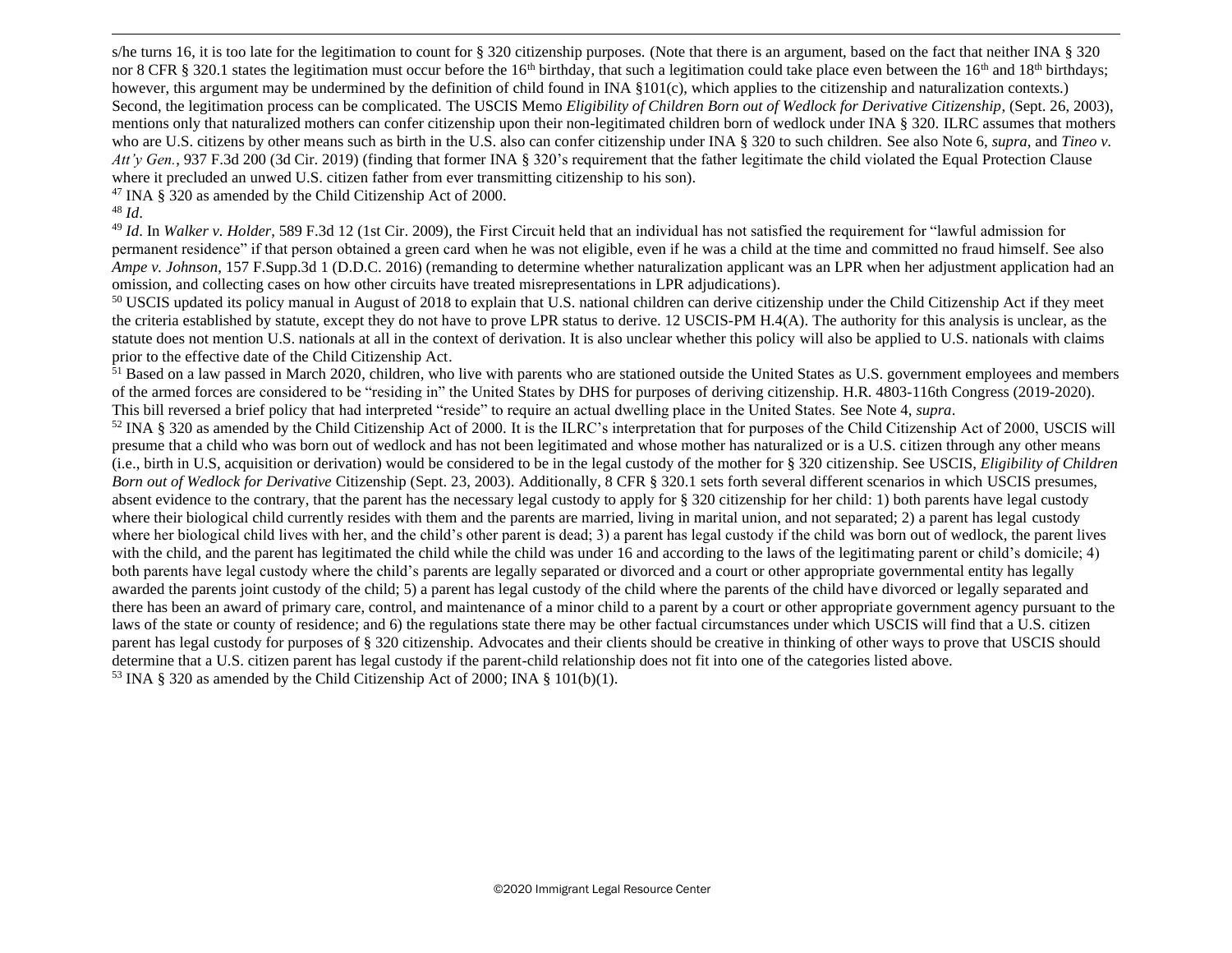s/he turns 16, it is too late for the legitimation to count for § 320 citizenship purposes. (Note that there is an argument, based on the fact that neither INA § 320 nor 8 CFR § 320.1 states the legitimation must occur before the 16th birthday, that such a legitimation could take place even between the 16th and 18th birthdays; however, this argument may be undermined by the definition of child found in INA §101(c), which applies to the citizenship and naturalization contexts.) Second, the legitimation process can be complicated. The USCIS Memo *Eligibility of Children Born out of Wedlock for Derivative Citizenship*, (Sept. 26, 2003), mentions only that naturalized mothers can confer citizenship upon their non-legitimated children born of wedlock under INA § 320. ILRC assumes that mothers who are U.S. citizens by other means such as birth in the U.S. also can confer citizenship under INA § 320 to such children. See also Note 6, *supra*, and *Tineo v. Att'y Gen.*, 937 F.3d 200 (3d Cir. 2019) (finding that former INA § 320's requirement that the father legitimate the child violated the Equal Protection Clause where it precluded an unwed U.S. citizen father from ever transmitting citizenship to his son).

[47] INA § 320 as amended by the Child Citizenship Act of 2000.

[48] *Id*.

[49] *Id*. In *Walker v. Holder*, 589 F.3d 12 (1st Cir. 2009), the First Circuit held that an individual has not satisfied the requirement for "lawful admission for permanent residence" if that person obtained a green card when he was not eligible, even if he was a child at the time and committed no fraud himself. See also *Ampe v. Johnson*, 157 F.Supp.3d 1 (D.D.C. 2016) (remanding to determine whether naturalization applicant was an LPR when her adjustment application had an omission, and collecting cases on how other circuits have treated misrepresentations in LPR adjudications).

[50] USCIS updated its policy manual in August of 2018 to explain that U.S. national children can derive citizenship under the Child Citizenship Act if they meet the criteria established by statute, except they do not have to prove LPR status to derive. 12 USCIS-PM H.4(A). The authority for this analysis is unclear, as the statute does not mention U.S. nationals at all in the context of derivation. It is also unclear whether this policy will also be applied to U.S. nationals with claims prior to the effective date of the Child Citizenship Act.

[51] Based on a law passed in March 2020, children, who live with parents who are stationed outside the United States as U.S. government employees and members of the armed forces are considered to be "residing in" the United States by DHS for purposes of deriving citizenship. H.R. 4803-116th Congress (2019-2020). This bill reversed a brief policy that had interpreted "reside" to require an actual dwelling place in the United States. See Note 4, *supra*.

[52] INA § 320 as amended by the Child Citizenship Act of 2000. It is the ILRC's interpretation that for purposes of the Child Citizenship Act of 2000, USCIS will presume that a child who was born out of wedlock and has not been legitimated and whose mother has naturalized or is a U.S. citizen through any other means (i.e., birth in U.S, acquisition or derivation) would be considered to be in the legal custody of the mother for § 320 citizenship. See USCIS, *Eligibility of Children Born out of Wedlock for Derivative* Citizenship (Sept. 23, 2003). Additionally, 8 CFR § 320.1 sets forth several different scenarios in which USCIS presumes, absent evidence to the contrary, that the parent has the necessary legal custody to apply for § 320 citizenship for her child: 1) both parents have legal custody where their biological child currently resides with them and the parents are married, living in marital union, and not separated; 2) a parent has legal custody where her biological child lives with her, and the child's other parent is dead; 3) a parent has legal custody if the child was born out of wedlock, the parent lives with the child, and the parent has legitimated the child while the child was under 16 and according to the laws of the legitimating parent or child's domicile; 4) both parents have legal custody where the child's parents are legally separated or divorced and a court or other appropriate governmental entity has legally awarded the parents joint custody of the child; 5) a parent has legal custody of the child where the parents of the child have divorced or legally separated and there has been an award of primary care, control, and maintenance of a minor child to a parent by a court or other appropriate government agency pursuant to the laws of the state or county of residence; and 6) the regulations state there may be other factual circumstances under which USCIS will find that a U.S. citizen parent has legal custody for purposes of § 320 citizenship. Advocates and their clients should be creative in thinking of other ways to prove that USCIS should determine that a U.S. citizen parent has legal custody if the parent-child relationship does not fit into one of the categories listed above.

[53] INA § 320 as amended by the Child Citizenship Act of 2000; INA § 101(b)(1).